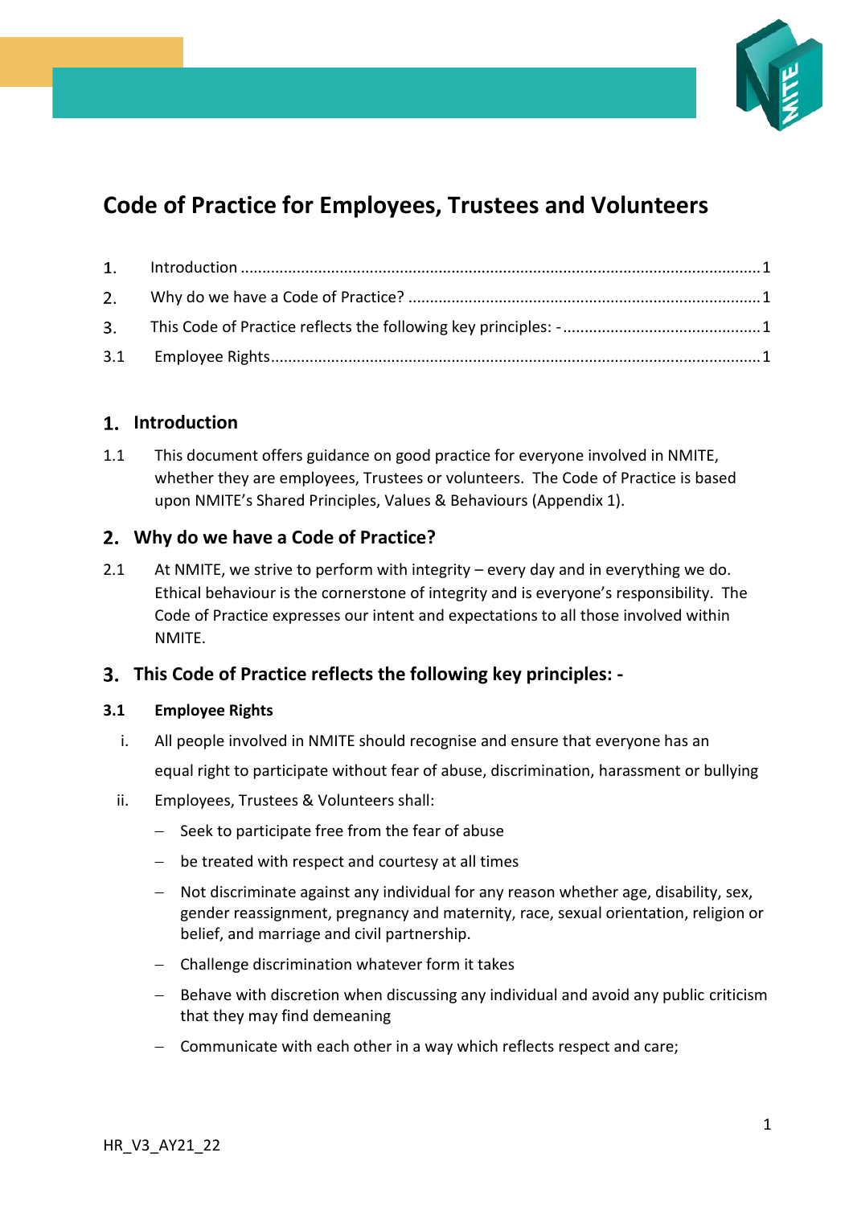# Code of Practice for Employees, Trustees and Volunteers

1. Introduction ........................................................................................................................ 1
2. Why do we have a Code of Practice? ................................................................................. 1
3. This Code of Practice reflects the following key principles: - ............................................. 1

3.1 Employee Rights ................................................................................................................. 1

## 1. Introduction

1.1 This document offers guidance on good practice for everyone involved in NMITE, whether they are employees, Trustees or volunteers. The Code of Practice is based upon NMITE's Shared Principles, Values & Behaviours (Appendix 1).

## 2. Why do we have a Code of Practice?

2.1 At NMITE, we strive to perform with integrity – every day and in everything we do. Ethical behaviour is the cornerstone of integrity and is everyone's responsibility. The Code of Practice expresses our intent and expectations to all those involved within NMITE.

## 3. This Code of Practice reflects the following key principles: -

### 3.1 Employee Rights

i. All people involved in NMITE should recognise and ensure that everyone has an equal right to participate without fear of abuse, discrimination, harassment or bullying

ii. Employees, Trustees & Volunteers shall:

- Seek to participate free from the fear of abuse
- be treated with respect and courtesy at all times
- Not discriminate against any individual for any reason whether age, disability, sex, gender reassignment, pregnancy and maternity, race, sexual orientation, religion or belief, and marriage and civil partnership.
- Challenge discrimination whatever form it takes
- Behave with discretion when discussing any individual and avoid any public criticism that they may find demeaning
- Communicate with each other in a way which reflects respect and care;

HR_V3_AY21_22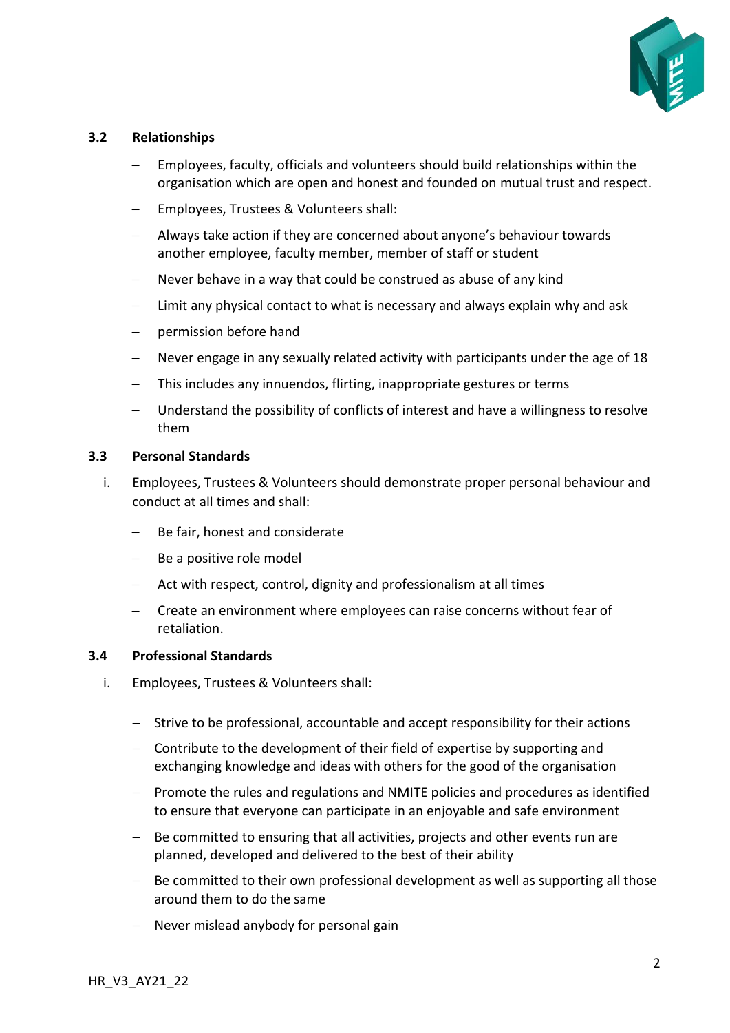### 3.2 Relationships

- Employees, faculty, officials and volunteers should build relationships within the organisation which are open and honest and founded on mutual trust and respect.
- Employees, Trustees & Volunteers shall:
- Always take action if they are concerned about anyone's behaviour towards another employee, faculty member, member of staff or student
- Never behave in a way that could be construed as abuse of any kind
- Limit any physical contact to what is necessary and always explain why and ask
- permission before hand
- Never engage in any sexually related activity with participants under the age of 18
- This includes any innuendos, flirting, inappropriate gestures or terms
- Understand the possibility of conflicts of interest and have a willingness to resolve them

### 3.3 Personal Standards

i. Employees, Trustees & Volunteers should demonstrate proper personal behaviour and conduct at all times and shall:

- Be fair, honest and considerate
- Be a positive role model
- Act with respect, control, dignity and professionalism at all times
- Create an environment where employees can raise concerns without fear of retaliation.

### 3.4 Professional Standards

i. Employees, Trustees & Volunteers shall:

- Strive to be professional, accountable and accept responsibility for their actions
- Contribute to the development of their field of expertise by supporting and exchanging knowledge and ideas with others for the good of the organisation
- Promote the rules and regulations and NMITE policies and procedures as identified to ensure that everyone can participate in an enjoyable and safe environment
- Be committed to ensuring that all activities, projects and other events run are planned, developed and delivered to the best of their ability
- Be committed to their own professional development as well as supporting all those around them to do the same
- Never mislead anybody for personal gain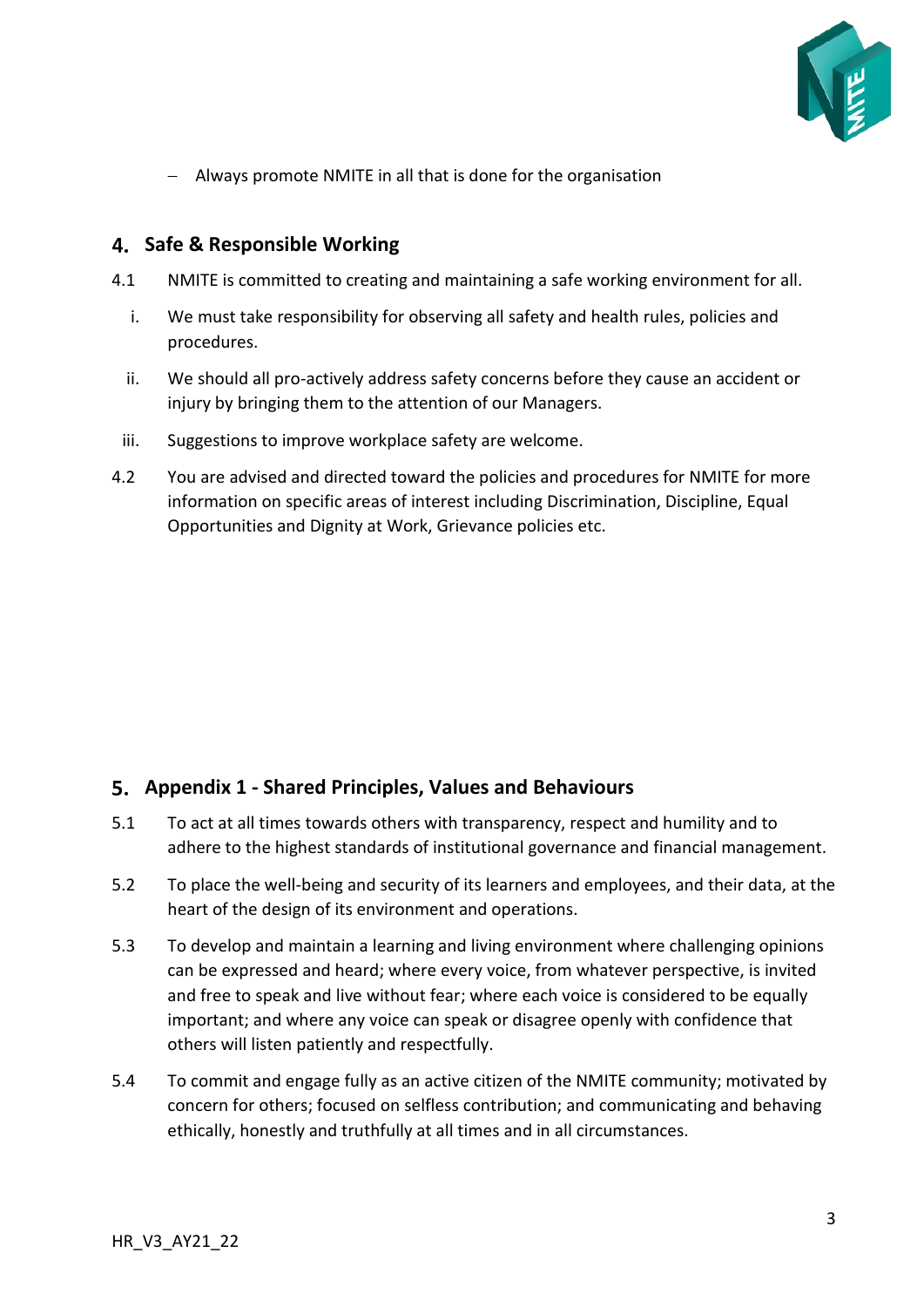- Always promote NMITE in all that is done for the organisation

## 4. Safe & Responsible Working

4.1 NMITE is committed to creating and maintaining a safe working environment for all.

i. We must take responsibility for observing all safety and health rules, policies and procedures.

ii. We should all pro-actively address safety concerns before they cause an accident or injury by bringing them to the attention of our Managers.

iii. Suggestions to improve workplace safety are welcome.

4.2 You are advised and directed toward the policies and procedures for NMITE for more information on specific areas of interest including Discrimination, Discipline, Equal Opportunities and Dignity at Work, Grievance policies etc.

## 5. Appendix 1 - Shared Principles, Values and Behaviours

5.1 To act at all times towards others with transparency, respect and humility and to adhere to the highest standards of institutional governance and financial management.

5.2 To place the well-being and security of its learners and employees, and their data, at the heart of the design of its environment and operations.

5.3 To develop and maintain a learning and living environment where challenging opinions can be expressed and heard; where every voice, from whatever perspective, is invited and free to speak and live without fear; where each voice is considered to be equally important; and where any voice can speak or disagree openly with confidence that others will listen patiently and respectfully.

5.4 To commit and engage fully as an active citizen of the NMITE community; motivated by concern for others; focused on selfless contribution; and communicating and behaving ethically, honestly and truthfully at all times and in all circumstances.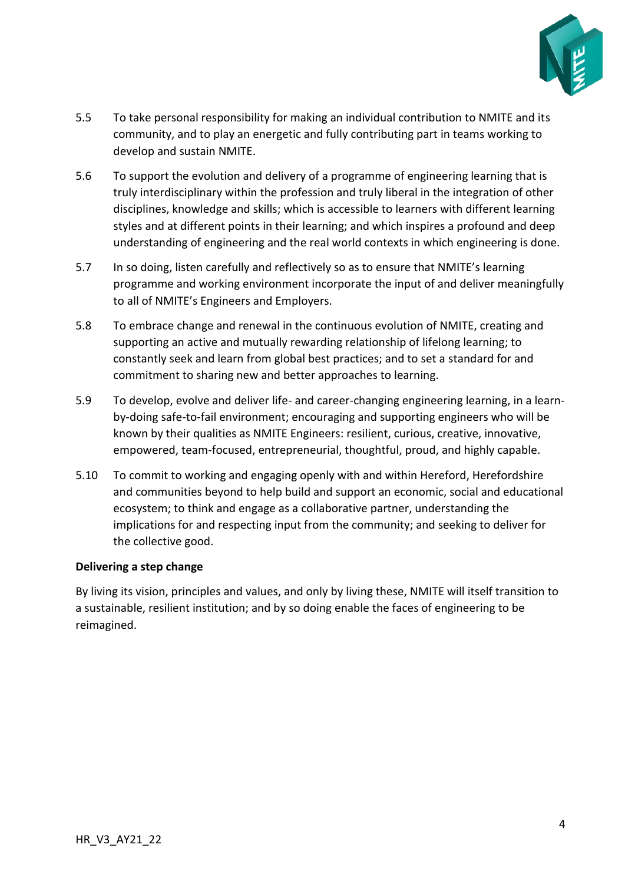5.5 To take personal responsibility for making an individual contribution to NMITE and its community, and to play an energetic and fully contributing part in teams working to develop and sustain NMITE.

5.6 To support the evolution and delivery of a programme of engineering learning that is truly interdisciplinary within the profession and truly liberal in the integration of other disciplines, knowledge and skills; which is accessible to learners with different learning styles and at different points in their learning; and which inspires a profound and deep understanding of engineering and the real world contexts in which engineering is done.

5.7 In so doing, listen carefully and reflectively so as to ensure that NMITE's learning programme and working environment incorporate the input of and deliver meaningfully to all of NMITE's Engineers and Employers.

5.8 To embrace change and renewal in the continuous evolution of NMITE, creating and supporting an active and mutually rewarding relationship of lifelong learning; to constantly seek and learn from global best practices; and to set a standard for and commitment to sharing new and better approaches to learning.

5.9 To develop, evolve and deliver life- and career-changing engineering learning, in a learn-by-doing safe-to-fail environment; encouraging and supporting engineers who will be known by their qualities as NMITE Engineers: resilient, curious, creative, innovative, empowered, team-focused, entrepreneurial, thoughtful, proud, and highly capable.

5.10 To commit to working and engaging openly with and within Hereford, Herefordshire and communities beyond to help build and support an economic, social and educational ecosystem; to think and engage as a collaborative partner, understanding the implications for and respecting input from the community; and seeking to deliver for the collective good.

**Delivering a step change**

By living its vision, principles and values, and only by living these, NMITE will itself transition to a sustainable, resilient institution; and by so doing enable the faces of engineering to be reimagined.